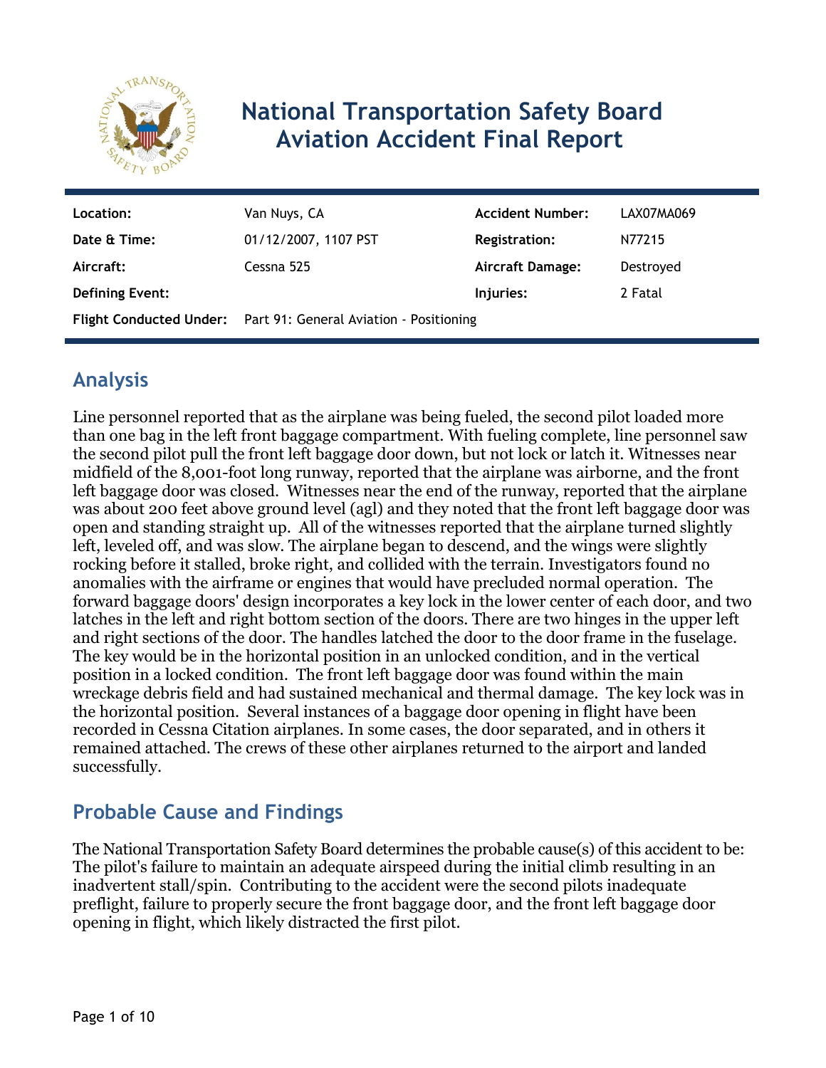# National Transportation Safety Board Aviation Accident Final Report

| Location: | Van Nuys, CA | Accident Number: | LAX07MA069 |
|---|---|---|---|
| Date & Time: | 01/12/2007, 1107 PST | Registration: | N77215 |
| Aircraft: | Cessna 525 | Aircraft Damage: | Destroyed |
| Defining Event: | | Injuries: | 2 Fatal |
| Flight Conducted Under: | Part 91: General Aviation - Positioning | | |

## Analysis

Line personnel reported that as the airplane was being fueled, the second pilot loaded more than one bag in the left front baggage compartment. With fueling complete, line personnel saw the second pilot pull the front left baggage door down, but not lock or latch it. Witnesses near midfield of the 8,001-foot long runway, reported that the airplane was airborne, and the front left baggage door was closed. Witnesses near the end of the runway, reported that the airplane was about 200 feet above ground level (agl) and they noted that the front left baggage door was open and standing straight up. All of the witnesses reported that the airplane turned slightly left, leveled off, and was slow. The airplane began to descend, and the wings were slightly rocking before it stalled, broke right, and collided with the terrain. Investigators found no anomalies with the airframe or engines that would have precluded normal operation. The forward baggage doors' design incorporates a key lock in the lower center of each door, and two latches in the left and right bottom section of the doors. There are two hinges in the upper left and right sections of the door. The handles latched the door to the door frame in the fuselage. The key would be in the horizontal position in an unlocked condition, and in the vertical position in a locked condition. The front left baggage door was found within the main wreckage debris field and had sustained mechanical and thermal damage. The key lock was in the horizontal position. Several instances of a baggage door opening in flight have been recorded in Cessna Citation airplanes. In some cases, the door separated, and in others it remained attached. The crews of these other airplanes returned to the airport and landed successfully.

## Probable Cause and Findings

The National Transportation Safety Board determines the probable cause(s) of this accident to be:
The pilot's failure to maintain an adequate airspeed during the initial climb resulting in an inadvertent stall/spin. Contributing to the accident were the second pilots inadequate preflight, failure to properly secure the front baggage door, and the front left baggage door opening in flight, which likely distracted the first pilot.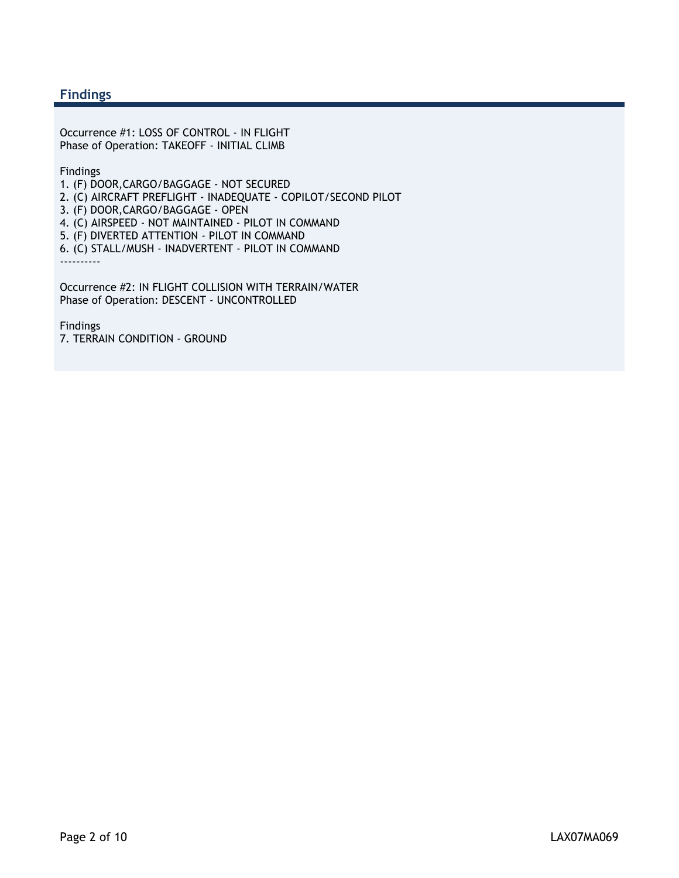## Findings

Occurrence #1: LOSS OF CONTROL - IN FLIGHT
Phase of Operation: TAKEOFF - INITIAL CLIMB

Findings
1. (F) DOOR,CARGO/BAGGAGE - NOT SECURED
2. (C) AIRCRAFT PREFLIGHT - INADEQUATE - COPILOT/SECOND PILOT
3. (F) DOOR,CARGO/BAGGAGE - OPEN
4. (C) AIRSPEED - NOT MAINTAINED - PILOT IN COMMAND
5. (F) DIVERTED ATTENTION - PILOT IN COMMAND
6. (C) STALL/MUSH - INADVERTENT - PILOT IN COMMAND

----------

Occurrence #2: IN FLIGHT COLLISION WITH TERRAIN/WATER
Phase of Operation: DESCENT - UNCONTROLLED

Findings
7. TERRAIN CONDITION - GROUND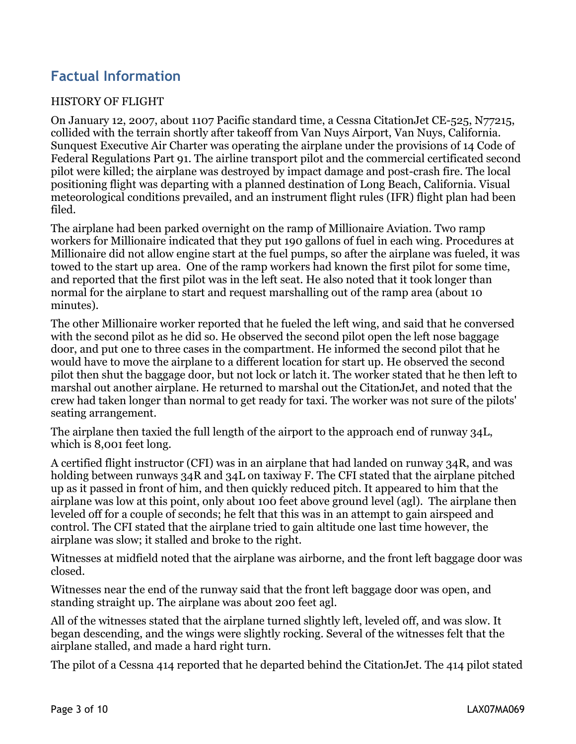## Factual Information

HISTORY OF FLIGHT

On January 12, 2007, about 1107 Pacific standard time, a Cessna CitationJet CE-525, N77215, collided with the terrain shortly after takeoff from Van Nuys Airport, Van Nuys, California. Sunquest Executive Air Charter was operating the airplane under the provisions of 14 Code of Federal Regulations Part 91. The airline transport pilot and the commercial certificated second pilot were killed; the airplane was destroyed by impact damage and post-crash fire. The local positioning flight was departing with a planned destination of Long Beach, California. Visual meteorological conditions prevailed, and an instrument flight rules (IFR) flight plan had been filed.

The airplane had been parked overnight on the ramp of Millionaire Aviation. Two ramp workers for Millionaire indicated that they put 190 gallons of fuel in each wing. Procedures at Millionaire did not allow engine start at the fuel pumps, so after the airplane was fueled, it was towed to the start up area. One of the ramp workers had known the first pilot for some time, and reported that the first pilot was in the left seat. He also noted that it took longer than normal for the airplane to start and request marshalling out of the ramp area (about 10 minutes).

The other Millionaire worker reported that he fueled the left wing, and said that he conversed with the second pilot as he did so. He observed the second pilot open the left nose baggage door, and put one to three cases in the compartment. He informed the second pilot that he would have to move the airplane to a different location for start up. He observed the second pilot then shut the baggage door, but not lock or latch it. The worker stated that he then left to marshal out another airplane. He returned to marshal out the CitationJet, and noted that the crew had taken longer than normal to get ready for taxi. The worker was not sure of the pilots' seating arrangement.

The airplane then taxied the full length of the airport to the approach end of runway 34L, which is 8,001 feet long.

A certified flight instructor (CFI) was in an airplane that had landed on runway 34R, and was holding between runways 34R and 34L on taxiway F. The CFI stated that the airplane pitched up as it passed in front of him, and then quickly reduced pitch. It appeared to him that the airplane was low at this point, only about 100 feet above ground level (agl). The airplane then leveled off for a couple of seconds; he felt that this was in an attempt to gain airspeed and control. The CFI stated that the airplane tried to gain altitude one last time however, the airplane was slow; it stalled and broke to the right.

Witnesses at midfield noted that the airplane was airborne, and the front left baggage door was closed.

Witnesses near the end of the runway said that the front left baggage door was open, and standing straight up. The airplane was about 200 feet agl.

All of the witnesses stated that the airplane turned slightly left, leveled off, and was slow. It began descending, and the wings were slightly rocking. Several of the witnesses felt that the airplane stalled, and made a hard right turn.

The pilot of a Cessna 414 reported that he departed behind the CitationJet. The 414 pilot stated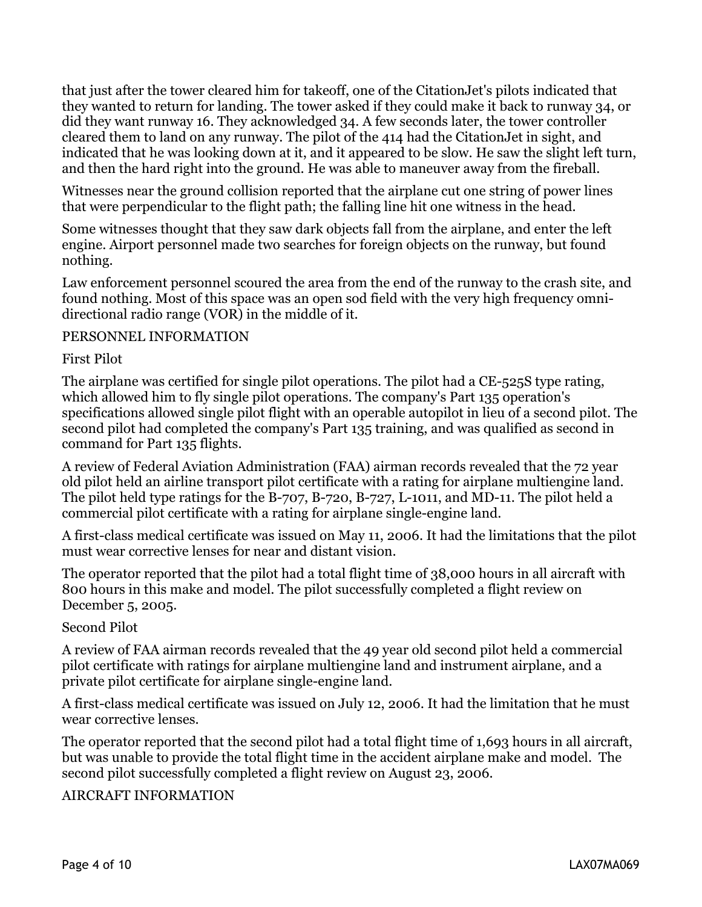that just after the tower cleared him for takeoff, one of the CitationJet's pilots indicated that they wanted to return for landing. The tower asked if they could make it back to runway 34, or did they want runway 16. They acknowledged 34. A few seconds later, the tower controller cleared them to land on any runway. The pilot of the 414 had the CitationJet in sight, and indicated that he was looking down at it, and it appeared to be slow. He saw the slight left turn, and then the hard right into the ground. He was able to maneuver away from the fireball.

Witnesses near the ground collision reported that the airplane cut one string of power lines that were perpendicular to the flight path; the falling line hit one witness in the head.

Some witnesses thought that they saw dark objects fall from the airplane, and enter the left engine. Airport personnel made two searches for foreign objects on the runway, but found nothing.

Law enforcement personnel scoured the area from the end of the runway to the crash site, and found nothing. Most of this space was an open sod field with the very high frequency omni-directional radio range (VOR) in the middle of it.

## PERSONNEL INFORMATION

### First Pilot

The airplane was certified for single pilot operations. The pilot had a CE-525S type rating, which allowed him to fly single pilot operations. The company's Part 135 operation's specifications allowed single pilot flight with an operable autopilot in lieu of a second pilot. The second pilot had completed the company's Part 135 training, and was qualified as second in command for Part 135 flights.

A review of Federal Aviation Administration (FAA) airman records revealed that the 72 year old pilot held an airline transport pilot certificate with a rating for airplane multiengine land. The pilot held type ratings for the B-707, B-720, B-727, L-1011, and MD-11. The pilot held a commercial pilot certificate with a rating for airplane single-engine land.

A first-class medical certificate was issued on May 11, 2006. It had the limitations that the pilot must wear corrective lenses for near and distant vision.

The operator reported that the pilot had a total flight time of 38,000 hours in all aircraft with 800 hours in this make and model. The pilot successfully completed a flight review on December 5, 2005.

### Second Pilot

A review of FAA airman records revealed that the 49 year old second pilot held a commercial pilot certificate with ratings for airplane multiengine land and instrument airplane, and a private pilot certificate for airplane single-engine land.

A first-class medical certificate was issued on July 12, 2006. It had the limitation that he must wear corrective lenses.

The operator reported that the second pilot had a total flight time of 1,693 hours in all aircraft, but was unable to provide the total flight time in the accident airplane make and model. The second pilot successfully completed a flight review on August 23, 2006.

## AIRCRAFT INFORMATION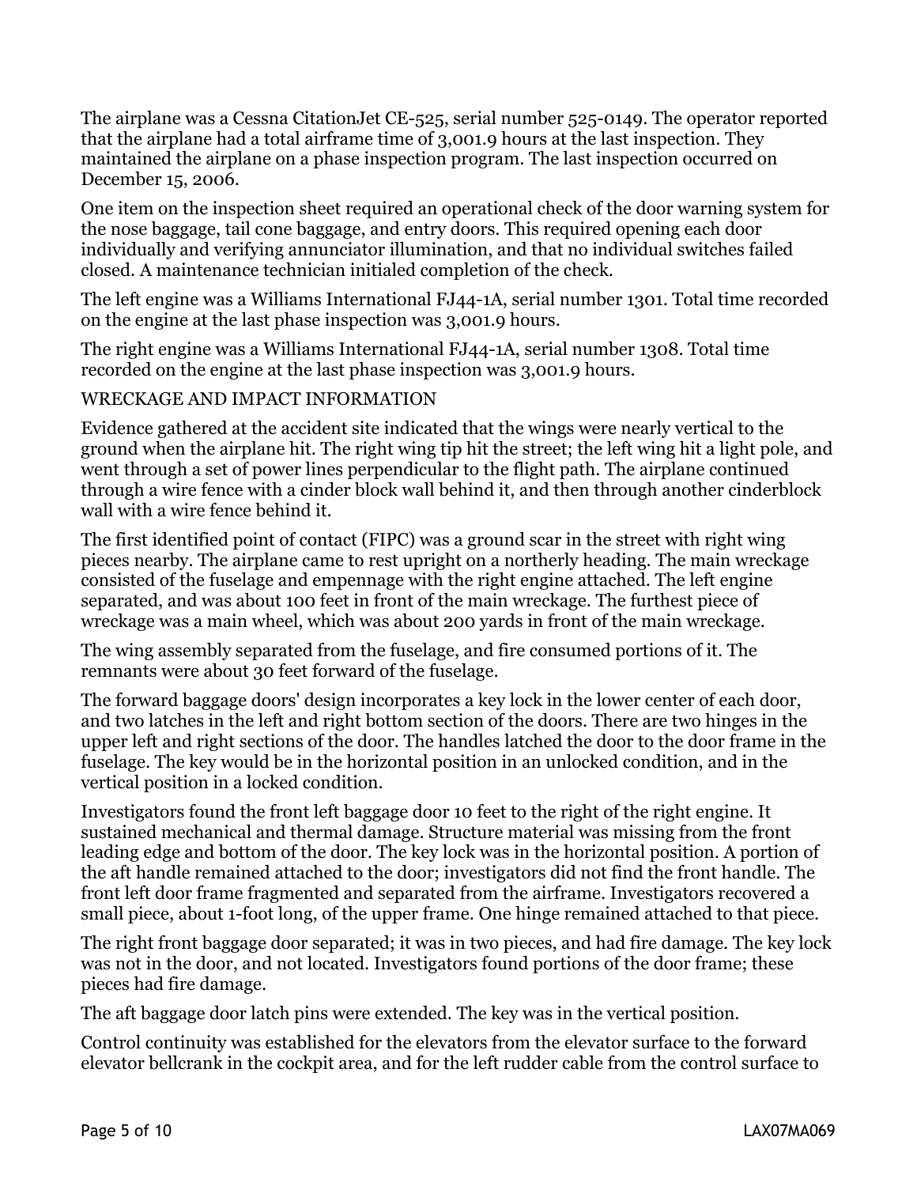The airplane was a Cessna CitationJet CE-525, serial number 525-0149. The operator reported that the airplane had a total airframe time of 3,001.9 hours at the last inspection. They maintained the airplane on a phase inspection program. The last inspection occurred on December 15, 2006.

One item on the inspection sheet required an operational check of the door warning system for the nose baggage, tail cone baggage, and entry doors. This required opening each door individually and verifying annunciator illumination, and that no individual switches failed closed. A maintenance technician initialed completion of the check.

The left engine was a Williams International FJ44-1A, serial number 1301. Total time recorded on the engine at the last phase inspection was 3,001.9 hours.

The right engine was a Williams International FJ44-1A, serial number 1308. Total time recorded on the engine at the last phase inspection was 3,001.9 hours.

## WRECKAGE AND IMPACT INFORMATION

Evidence gathered at the accident site indicated that the wings were nearly vertical to the ground when the airplane hit. The right wing tip hit the street; the left wing hit a light pole, and went through a set of power lines perpendicular to the flight path. The airplane continued through a wire fence with a cinder block wall behind it, and then through another cinderblock wall with a wire fence behind it.

The first identified point of contact (FIPC) was a ground scar in the street with right wing pieces nearby. The airplane came to rest upright on a northerly heading. The main wreckage consisted of the fuselage and empennage with the right engine attached. The left engine separated, and was about 100 feet in front of the main wreckage. The furthest piece of wreckage was a main wheel, which was about 200 yards in front of the main wreckage.

The wing assembly separated from the fuselage, and fire consumed portions of it. The remnants were about 30 feet forward of the fuselage.

The forward baggage doors' design incorporates a key lock in the lower center of each door, and two latches in the left and right bottom section of the doors. There are two hinges in the upper left and right sections of the door. The handles latched the door to the door frame in the fuselage. The key would be in the horizontal position in an unlocked condition, and in the vertical position in a locked condition.

Investigators found the front left baggage door 10 feet to the right of the right engine. It sustained mechanical and thermal damage. Structure material was missing from the front leading edge and bottom of the door. The key lock was in the horizontal position. A portion of the aft handle remained attached to the door; investigators did not find the front handle. The front left door frame fragmented and separated from the airframe. Investigators recovered a small piece, about 1-foot long, of the upper frame. One hinge remained attached to that piece.

The right front baggage door separated; it was in two pieces, and had fire damage. The key lock was not in the door, and not located. Investigators found portions of the door frame; these pieces had fire damage.

The aft baggage door latch pins were extended. The key was in the vertical position.

Control continuity was established for the elevators from the elevator surface to the forward elevator bellcrank in the cockpit area, and for the left rudder cable from the control surface to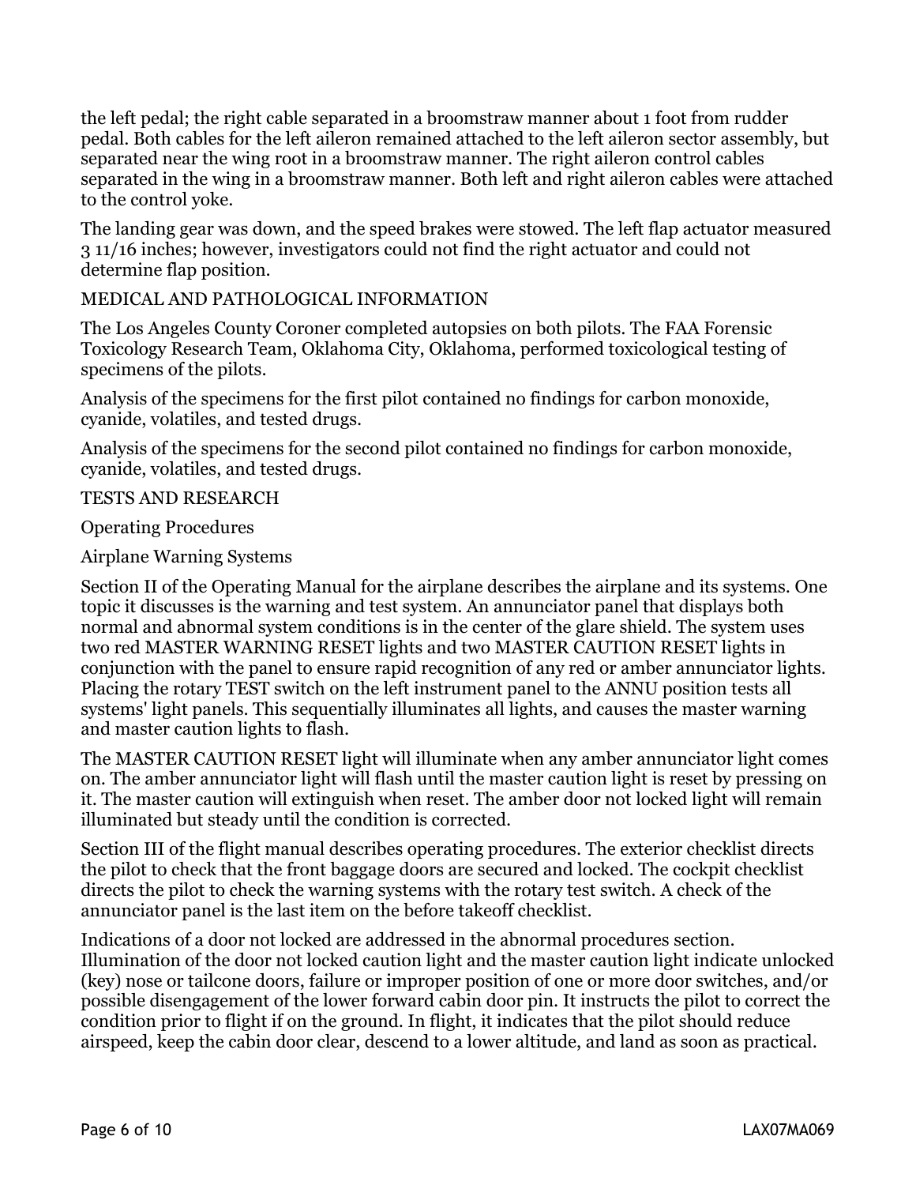the left pedal; the right cable separated in a broomstraw manner about 1 foot from rudder pedal. Both cables for the left aileron remained attached to the left aileron sector assembly, but separated near the wing root in a broomstraw manner. The right aileron control cables separated in the wing in a broomstraw manner. Both left and right aileron cables were attached to the control yoke.

The landing gear was down, and the speed brakes were stowed. The left flap actuator measured 3 11/16 inches; however, investigators could not find the right actuator and could not determine flap position.

## MEDICAL AND PATHOLOGICAL INFORMATION

The Los Angeles County Coroner completed autopsies on both pilots. The FAA Forensic Toxicology Research Team, Oklahoma City, Oklahoma, performed toxicological testing of specimens of the pilots.

Analysis of the specimens for the first pilot contained no findings for carbon monoxide, cyanide, volatiles, and tested drugs.

Analysis of the specimens for the second pilot contained no findings for carbon monoxide, cyanide, volatiles, and tested drugs.

## TESTS AND RESEARCH

### Operating Procedures

### Airplane Warning Systems

Section II of the Operating Manual for the airplane describes the airplane and its systems. One topic it discusses is the warning and test system. An annunciator panel that displays both normal and abnormal system conditions is in the center of the glare shield. The system uses two red MASTER WARNING RESET lights and two MASTER CAUTION RESET lights in conjunction with the panel to ensure rapid recognition of any red or amber annunciator lights. Placing the rotary TEST switch on the left instrument panel to the ANNU position tests all systems' light panels. This sequentially illuminates all lights, and causes the master warning and master caution lights to flash.

The MASTER CAUTION RESET light will illuminate when any amber annunciator light comes on. The amber annunciator light will flash until the master caution light is reset by pressing on it. The master caution will extinguish when reset. The amber door not locked light will remain illuminated but steady until the condition is corrected.

Section III of the flight manual describes operating procedures. The exterior checklist directs the pilot to check that the front baggage doors are secured and locked. The cockpit checklist directs the pilot to check the warning systems with the rotary test switch. A check of the annunciator panel is the last item on the before takeoff checklist.

Indications of a door not locked are addressed in the abnormal procedures section. Illumination of the door not locked caution light and the master caution light indicate unlocked (key) nose or tailcone doors, failure or improper position of one or more door switches, and/or possible disengagement of the lower forward cabin door pin. It instructs the pilot to correct the condition prior to flight if on the ground. In flight, it indicates that the pilot should reduce airspeed, keep the cabin door clear, descend to a lower altitude, and land as soon as practical.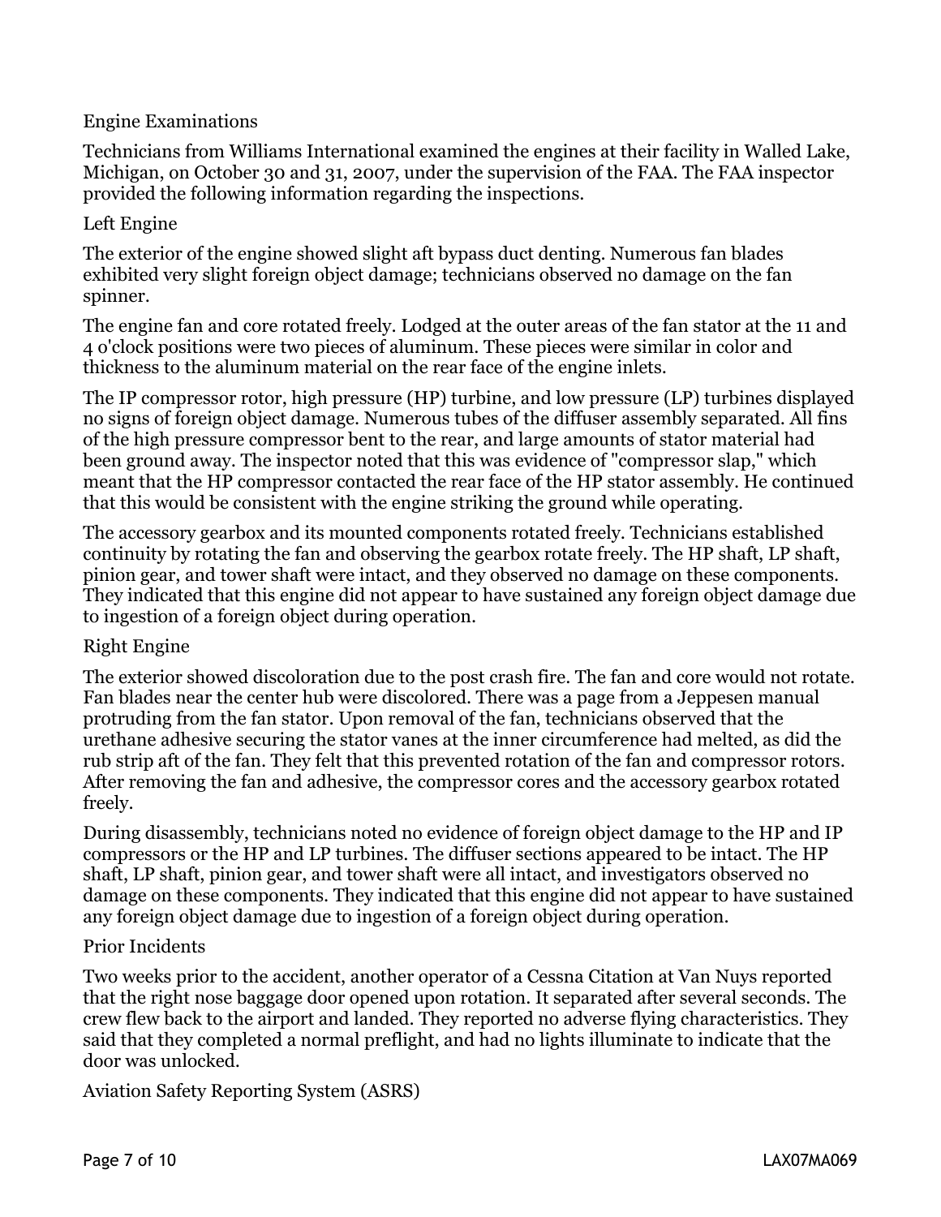## Engine Examinations

Technicians from Williams International examined the engines at their facility in Walled Lake, Michigan, on October 30 and 31, 2007, under the supervision of the FAA. The FAA inspector provided the following information regarding the inspections.

### Left Engine

The exterior of the engine showed slight aft bypass duct denting. Numerous fan blades exhibited very slight foreign object damage; technicians observed no damage on the fan spinner.

The engine fan and core rotated freely. Lodged at the outer areas of the fan stator at the 11 and 4 o'clock positions were two pieces of aluminum. These pieces were similar in color and thickness to the aluminum material on the rear face of the engine inlets.

The IP compressor rotor, high pressure (HP) turbine, and low pressure (LP) turbines displayed no signs of foreign object damage. Numerous tubes of the diffuser assembly separated. All fins of the high pressure compressor bent to the rear, and large amounts of stator material had been ground away. The inspector noted that this was evidence of "compressor slap," which meant that the HP compressor contacted the rear face of the HP stator assembly. He continued that this would be consistent with the engine striking the ground while operating.

The accessory gearbox and its mounted components rotated freely. Technicians established continuity by rotating the fan and observing the gearbox rotate freely. The HP shaft, LP shaft, pinion gear, and tower shaft were intact, and they observed no damage on these components. They indicated that this engine did not appear to have sustained any foreign object damage due to ingestion of a foreign object during operation.

### Right Engine

The exterior showed discoloration due to the post crash fire. The fan and core would not rotate. Fan blades near the center hub were discolored. There was a page from a Jeppesen manual protruding from the fan stator. Upon removal of the fan, technicians observed that the urethane adhesive securing the stator vanes at the inner circumference had melted, as did the rub strip aft of the fan. They felt that this prevented rotation of the fan and compressor rotors. After removing the fan and adhesive, the compressor cores and the accessory gearbox rotated freely.

During disassembly, technicians noted no evidence of foreign object damage to the HP and IP compressors or the HP and LP turbines. The diffuser sections appeared to be intact. The HP shaft, LP shaft, pinion gear, and tower shaft were all intact, and investigators observed no damage on these components. They indicated that this engine did not appear to have sustained any foreign object damage due to ingestion of a foreign object during operation.

## Prior Incidents

Two weeks prior to the accident, another operator of a Cessna Citation at Van Nuys reported that the right nose baggage door opened upon rotation. It separated after several seconds. The crew flew back to the airport and landed. They reported no adverse flying characteristics. They said that they completed a normal preflight, and had no lights illuminate to indicate that the door was unlocked.

## Aviation Safety Reporting System (ASRS)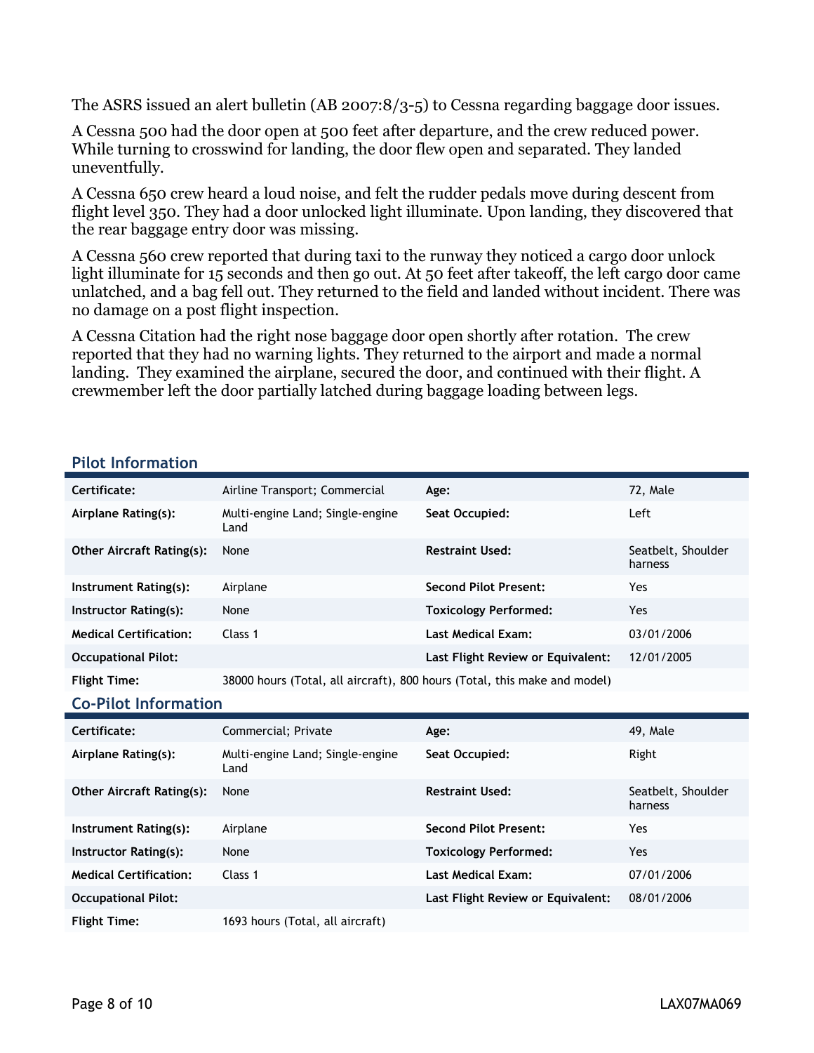The ASRS issued an alert bulletin (AB 2007:8/3-5) to Cessna regarding baggage door issues.

A Cessna 500 had the door open at 500 feet after departure, and the crew reduced power. While turning to crosswind for landing, the door flew open and separated. They landed uneventfully.

A Cessna 650 crew heard a loud noise, and felt the rudder pedals move during descent from flight level 350. They had a door unlocked light illuminate. Upon landing, they discovered that the rear baggage entry door was missing.

A Cessna 560 crew reported that during taxi to the runway they noticed a cargo door unlock light illuminate for 15 seconds and then go out. At 50 feet after takeoff, the left cargo door came unlatched, and a bag fell out. They returned to the field and landed without incident. There was no damage on a post flight inspection.

A Cessna Citation had the right nose baggage door open shortly after rotation. The crew reported that they had no warning lights. They returned to the airport and made a normal landing. They examined the airplane, secured the door, and continued with their flight. A crewmember left the door partially latched during baggage loading between legs.

## Pilot Information

| | | | |
|---|---|---|---|
| **Certificate:** | Airline Transport; Commercial | **Age:** | 72, Male |
| **Airplane Rating(s):** | Multi-engine Land; Single-engine Land | **Seat Occupied:** | Left |
| **Other Aircraft Rating(s):** | None | **Restraint Used:** | Seatbelt, Shoulder harness |
| **Instrument Rating(s):** | Airplane | **Second Pilot Present:** | Yes |
| **Instructor Rating(s):** | None | **Toxicology Performed:** | Yes |
| **Medical Certification:** | Class 1 | **Last Medical Exam:** | 03/01/2006 |
| **Occupational Pilot:** | | **Last Flight Review or Equivalent:** | 12/01/2005 |
| **Flight Time:** | 38000 hours (Total, all aircraft), 800 hours (Total, this make and model) | | |

## Co-Pilot Information

| | | | |
|---|---|---|---|
| **Certificate:** | Commercial; Private | **Age:** | 49, Male |
| **Airplane Rating(s):** | Multi-engine Land; Single-engine Land | **Seat Occupied:** | Right |
| **Other Aircraft Rating(s):** | None | **Restraint Used:** | Seatbelt, Shoulder harness |
| **Instrument Rating(s):** | Airplane | **Second Pilot Present:** | Yes |
| **Instructor Rating(s):** | None | **Toxicology Performed:** | Yes |
| **Medical Certification:** | Class 1 | **Last Medical Exam:** | 07/01/2006 |
| **Occupational Pilot:** | | **Last Flight Review or Equivalent:** | 08/01/2006 |
| **Flight Time:** | 1693 hours (Total, all aircraft) | | |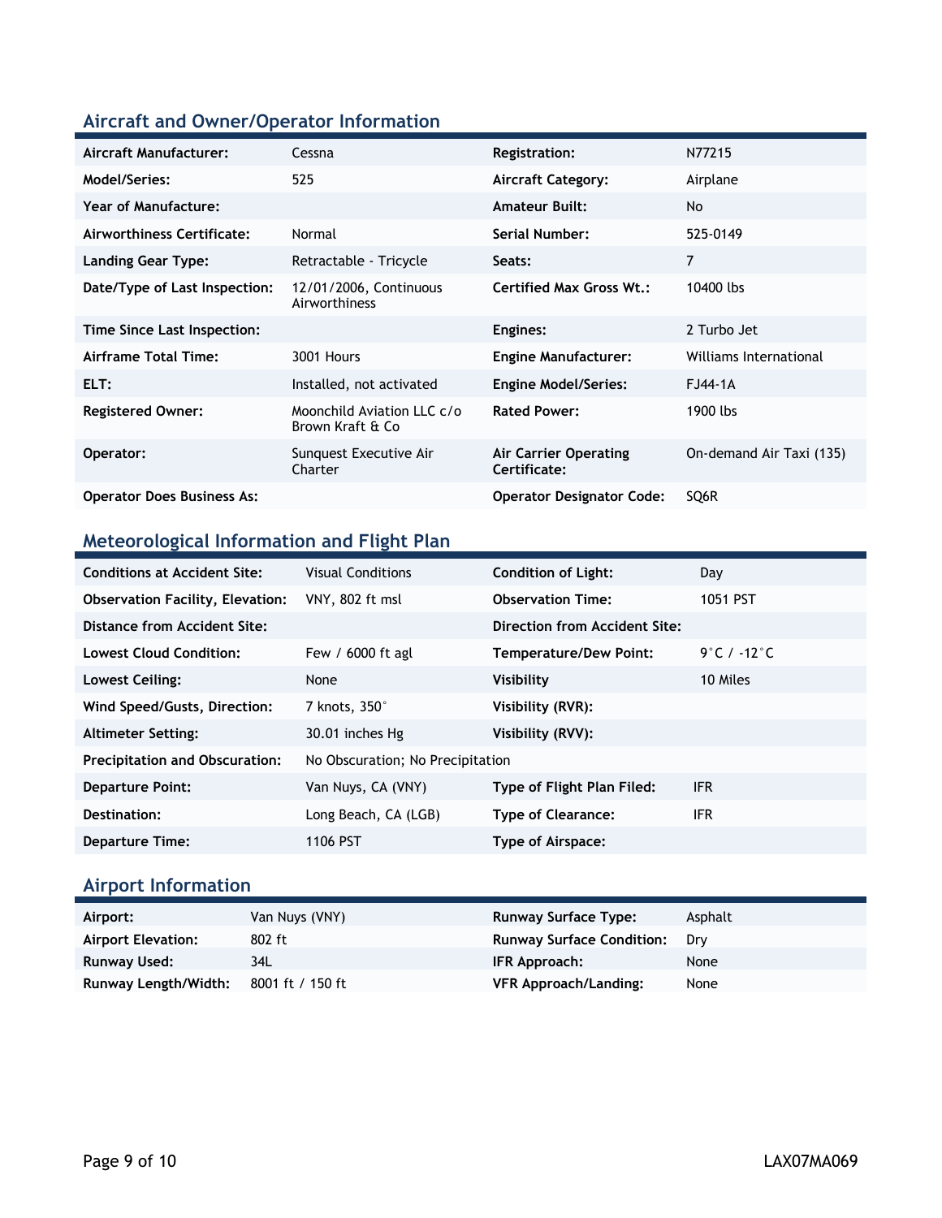## Aircraft and Owner/Operator Information

| Aircraft Manufacturer: | Cessna | Registration: | N77215 |
|---|---|---|---|
| Model/Series: | 525 | Aircraft Category: | Airplane |
| Year of Manufacture: | | Amateur Built: | No |
| Airworthiness Certificate: | Normal | Serial Number: | 525-0149 |
| Landing Gear Type: | Retractable - Tricycle | Seats: | 7 |
| Date/Type of Last Inspection: | 12/01/2006, Continuous Airworthiness | Certified Max Gross Wt.: | 10400 lbs |
| Time Since Last Inspection: | | Engines: | 2 Turbo Jet |
| Airframe Total Time: | 3001 Hours | Engine Manufacturer: | Williams International |
| ELT: | Installed, not activated | Engine Model/Series: | FJ44-1A |
| Registered Owner: | Moonchild Aviation LLC c/o Brown Kraft & Co | Rated Power: | 1900 lbs |
| Operator: | Sunquest Executive Air Charter | Air Carrier Operating Certificate: | On-demand Air Taxi (135) |
| Operator Does Business As: | | Operator Designator Code: | SQ6R |

## Meteorological Information and Flight Plan

| Conditions at Accident Site: | Visual Conditions | Condition of Light: | Day |
|---|---|---|---|
| Observation Facility, Elevation: | VNY, 802 ft msl | Observation Time: | 1051 PST |
| Distance from Accident Site: | | Direction from Accident Site: | |
| Lowest Cloud Condition: | Few / 6000 ft agl | Temperature/Dew Point: | 9°C / -12°C |
| Lowest Ceiling: | None | Visibility | 10 Miles |
| Wind Speed/Gusts, Direction: | 7 knots, 350° | Visibility (RVR): | |
| Altimeter Setting: | 30.01 inches Hg | Visibility (RVV): | |
| Precipitation and Obscuration: | No Obscuration; No Precipitation | | |
| Departure Point: | Van Nuys, CA (VNY) | Type of Flight Plan Filed: | IFR |
| Destination: | Long Beach, CA (LGB) | Type of Clearance: | IFR |
| Departure Time: | 1106 PST | Type of Airspace: | |

## Airport Information

| Airport: | Van Nuys (VNY) | Runway Surface Type: | Asphalt |
|---|---|---|---|
| Airport Elevation: | 802 ft | Runway Surface Condition: | Dry |
| Runway Used: | 34L | IFR Approach: | None |
| Runway Length/Width: | 8001 ft / 150 ft | VFR Approach/Landing: | None |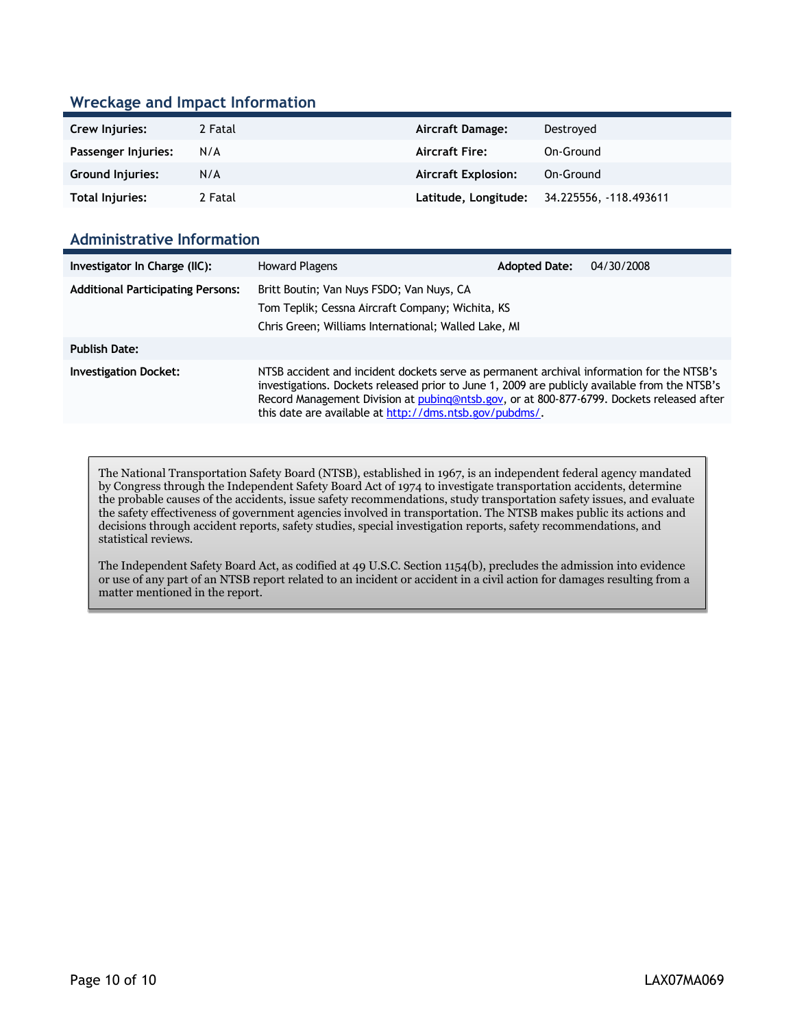## Wreckage and Impact Information

| | | | |
|---|---|---|---|
| **Crew Injuries:** | 2 Fatal | **Aircraft Damage:** | Destroyed |
| **Passenger Injuries:** | N/A | **Aircraft Fire:** | On-Ground |
| **Ground Injuries:** | N/A | **Aircraft Explosion:** | On-Ground |
| **Total Injuries:** | 2 Fatal | **Latitude, Longitude:** | 34.225556, -118.493611 |

## Administrative Information

| | | | |
|---|---|---|---|
| **Investigator In Charge (IIC):** | Howard Plagens | **Adopted Date:** | 04/30/2008 |
| **Additional Participating Persons:** | Britt Boutin; Van Nuys FSDO; Van Nuys, CA<br>Tom Teplik; Cessna Aircraft Company; Wichita, KS<br>Chris Green; Williams International; Walled Lake, MI | | |
| **Publish Date:** | | | |
| **Investigation Docket:** | NTSB accident and incident dockets serve as permanent archival information for the NTSB's investigations. Dockets released prior to June 1, 2009 are publicly available from the NTSB's Record Management Division at pubinq@ntsb.gov, or at 800-877-6799. Dockets released after this date are available at http://dms.ntsb.gov/pubdms/. | | |

The National Transportation Safety Board (NTSB), established in 1967, is an independent federal agency mandated by Congress through the Independent Safety Board Act of 1974 to investigate transportation accidents, determine the probable causes of the accidents, issue safety recommendations, study transportation safety issues, and evaluate the safety effectiveness of government agencies involved in transportation. The NTSB makes public its actions and decisions through accident reports, safety studies, special investigation reports, safety recommendations, and statistical reviews.

The Independent Safety Board Act, as codified at 49 U.S.C. Section 1154(b), precludes the admission into evidence or use of any part of an NTSB report related to an incident or accident in a civil action for damages resulting from a matter mentioned in the report.